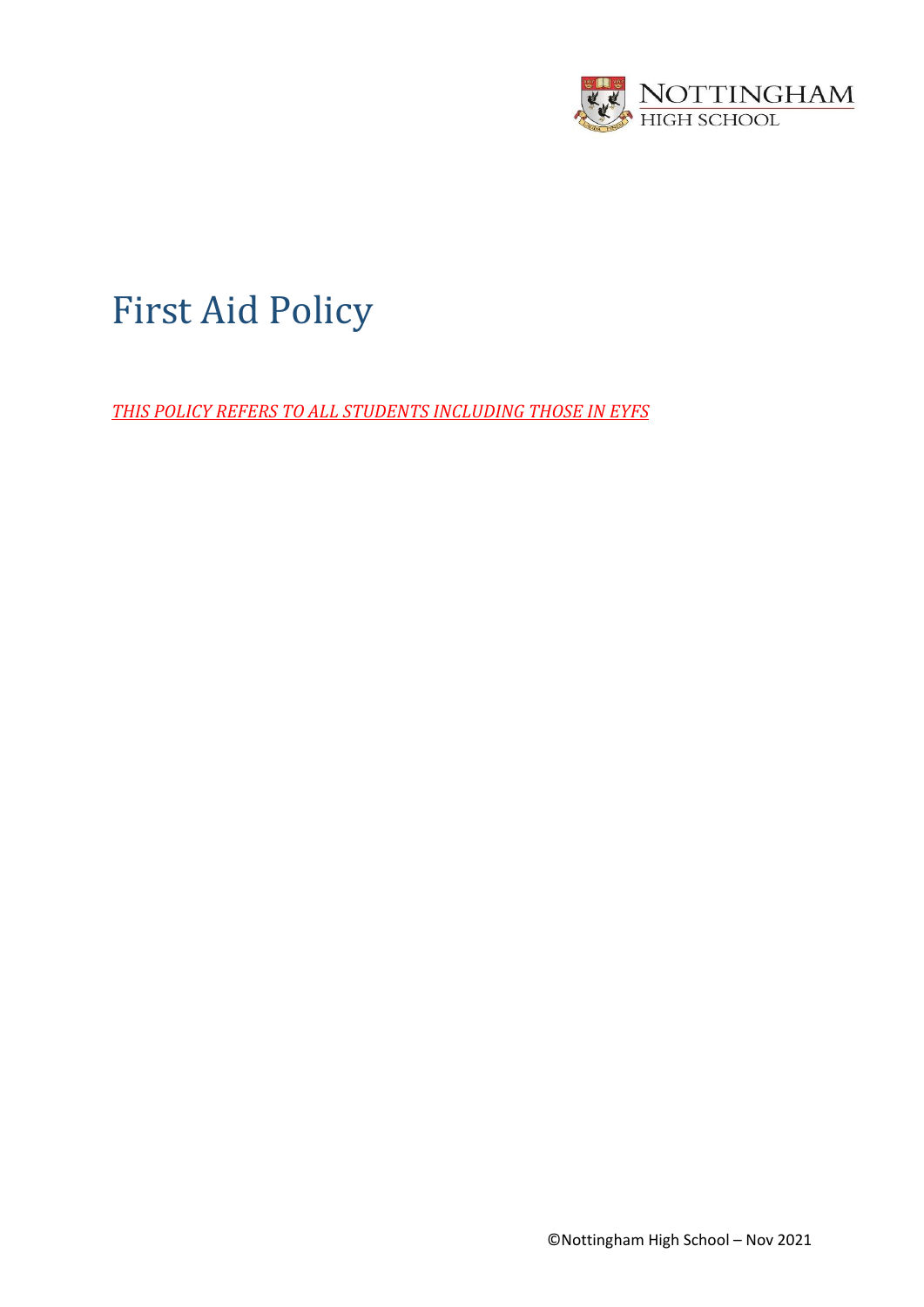NOTTINGHAM HIGH SCHOOL

# First Aid Policy

*THIS POLICY REFERS TO ALL STUDENTS INCLUDING THOSE IN EYFS*

©Nottingham High School – Nov 2021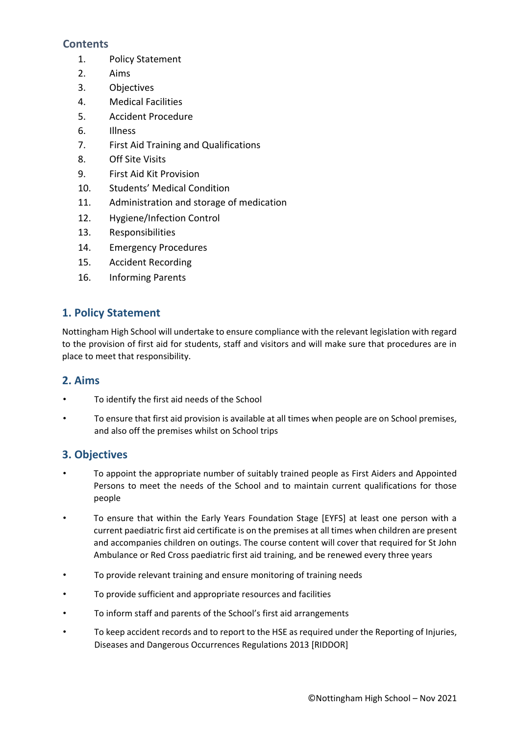## Contents

1. Policy Statement
2. Aims
3. Objectives
4. Medical Facilities
5. Accident Procedure
6. Illness
7. First Aid Training and Qualifications
8. Off Site Visits
9. First Aid Kit Provision
10. Students' Medical Condition
11. Administration and storage of medication
12. Hygiene/Infection Control
13. Responsibilities
14. Emergency Procedures
15. Accident Recording
16. Informing Parents

## 1. Policy Statement

Nottingham High School will undertake to ensure compliance with the relevant legislation with regard to the provision of first aid for students, staff and visitors and will make sure that procedures are in place to meet that responsibility.

## 2. Aims

- To identify the first aid needs of the School
- To ensure that first aid provision is available at all times when people are on School premises, and also off the premises whilst on School trips

## 3. Objectives

- To appoint the appropriate number of suitably trained people as First Aiders and Appointed Persons to meet the needs of the School and to maintain current qualifications for those people
- To ensure that within the Early Years Foundation Stage [EYFS] at least one person with a current paediatric first aid certificate is on the premises at all times when children are present and accompanies children on outings. The course content will cover that required for St John Ambulance or Red Cross paediatric first aid training, and be renewed every three years
- To provide relevant training and ensure monitoring of training needs
- To provide sufficient and appropriate resources and facilities
- To inform staff and parents of the School's first aid arrangements
- To keep accident records and to report to the HSE as required under the Reporting of Injuries, Diseases and Dangerous Occurrences Regulations 2013 [RIDDOR]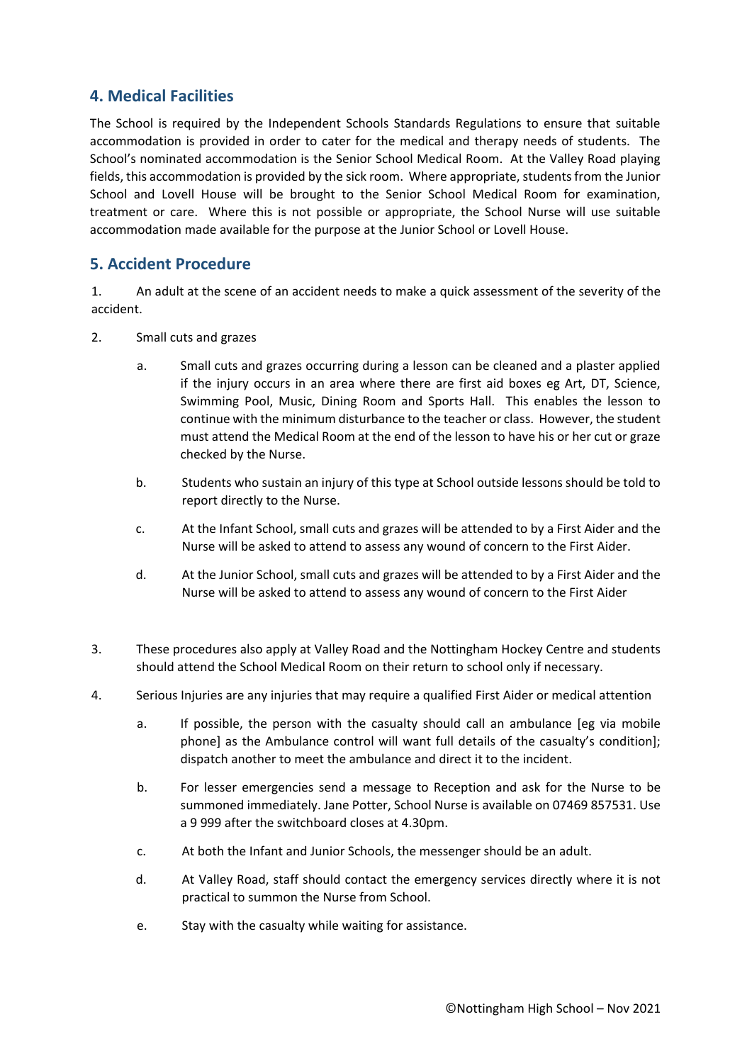## 4. Medical Facilities

The School is required by the Independent Schools Standards Regulations to ensure that suitable accommodation is provided in order to cater for the medical and therapy needs of students. The School's nominated accommodation is the Senior School Medical Room. At the Valley Road playing fields, this accommodation is provided by the sick room. Where appropriate, students from the Junior School and Lovell House will be brought to the Senior School Medical Room for examination, treatment or care. Where this is not possible or appropriate, the School Nurse will use suitable accommodation made available for the purpose at the Junior School or Lovell House.

## 5. Accident Procedure

1. An adult at the scene of an accident needs to make a quick assessment of the severity of the accident.

2. Small cuts and grazes

    a. Small cuts and grazes occurring during a lesson can be cleaned and a plaster applied if the injury occurs in an area where there are first aid boxes eg Art, DT, Science, Swimming Pool, Music, Dining Room and Sports Hall. This enables the lesson to continue with the minimum disturbance to the teacher or class. However, the student must attend the Medical Room at the end of the lesson to have his or her cut or graze checked by the Nurse.

    b. Students who sustain an injury of this type at School outside lessons should be told to report directly to the Nurse.

    c. At the Infant School, small cuts and grazes will be attended to by a First Aider and the Nurse will be asked to attend to assess any wound of concern to the First Aider.

    d. At the Junior School, small cuts and grazes will be attended to by a First Aider and the Nurse will be asked to attend to assess any wound of concern to the First Aider

3. These procedures also apply at Valley Road and the Nottingham Hockey Centre and students should attend the School Medical Room on their return to school only if necessary.

4. Serious Injuries are any injuries that may require a qualified First Aider or medical attention

    a. If possible, the person with the casualty should call an ambulance [eg via mobile phone] as the Ambulance control will want full details of the casualty's condition]; dispatch another to meet the ambulance and direct it to the incident.

    b. For lesser emergencies send a message to Reception and ask for the Nurse to be summoned immediately. Jane Potter, School Nurse is available on 07469 857531. Use a 9 999 after the switchboard closes at 4.30pm.

    c. At both the Infant and Junior Schools, the messenger should be an adult.

    d. At Valley Road, staff should contact the emergency services directly where it is not practical to summon the Nurse from School.

    e. Stay with the casualty while waiting for assistance.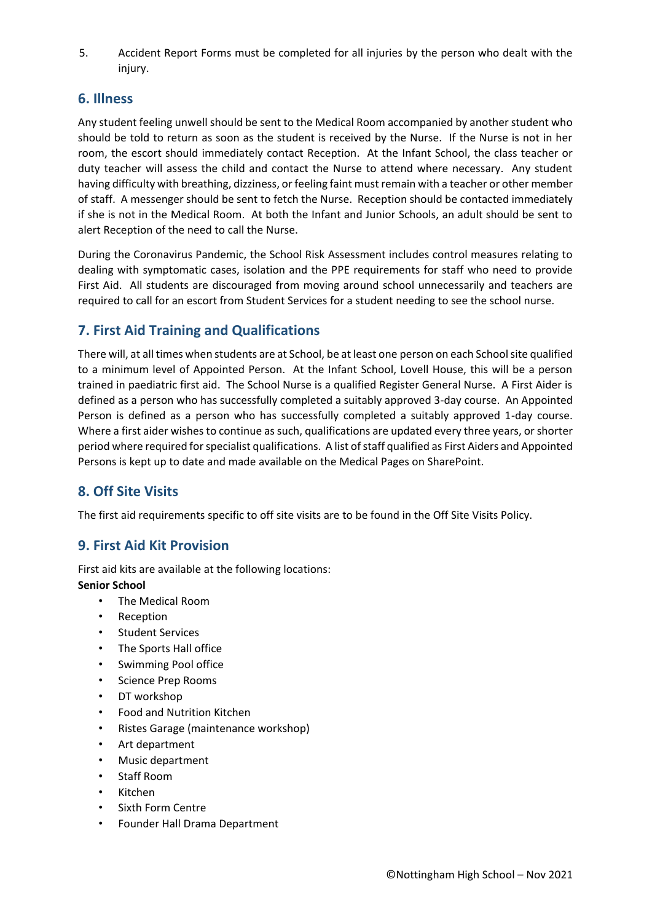5. Accident Report Forms must be completed for all injuries by the person who dealt with the injury.

## 6. Illness

Any student feeling unwell should be sent to the Medical Room accompanied by another student who should be told to return as soon as the student is received by the Nurse. If the Nurse is not in her room, the escort should immediately contact Reception. At the Infant School, the class teacher or duty teacher will assess the child and contact the Nurse to attend where necessary. Any student having difficulty with breathing, dizziness, or feeling faint must remain with a teacher or other member of staff. A messenger should be sent to fetch the Nurse. Reception should be contacted immediately if she is not in the Medical Room. At both the Infant and Junior Schools, an adult should be sent to alert Reception of the need to call the Nurse.

During the Coronavirus Pandemic, the School Risk Assessment includes control measures relating to dealing with symptomatic cases, isolation and the PPE requirements for staff who need to provide First Aid. All students are discouraged from moving around school unnecessarily and teachers are required to call for an escort from Student Services for a student needing to see the school nurse.

## 7. First Aid Training and Qualifications

There will, at all times when students are at School, be at least one person on each School site qualified to a minimum level of Appointed Person. At the Infant School, Lovell House, this will be a person trained in paediatric first aid. The School Nurse is a qualified Register General Nurse. A First Aider is defined as a person who has successfully completed a suitably approved 3-day course. An Appointed Person is defined as a person who has successfully completed a suitably approved 1-day course. Where a first aider wishes to continue as such, qualifications are updated every three years, or shorter period where required for specialist qualifications. A list of staff qualified as First Aiders and Appointed Persons is kept up to date and made available on the Medical Pages on SharePoint.

## 8. Off Site Visits

The first aid requirements specific to off site visits are to be found in the Off Site Visits Policy.

## 9. First Aid Kit Provision

First aid kits are available at the following locations:

**Senior School**

- The Medical Room
- Reception
- Student Services
- The Sports Hall office
- Swimming Pool office
- Science Prep Rooms
- DT workshop
- Food and Nutrition Kitchen
- Ristes Garage (maintenance workshop)
- Art department
- Music department
- Staff Room
- Kitchen
- Sixth Form Centre
- Founder Hall Drama Department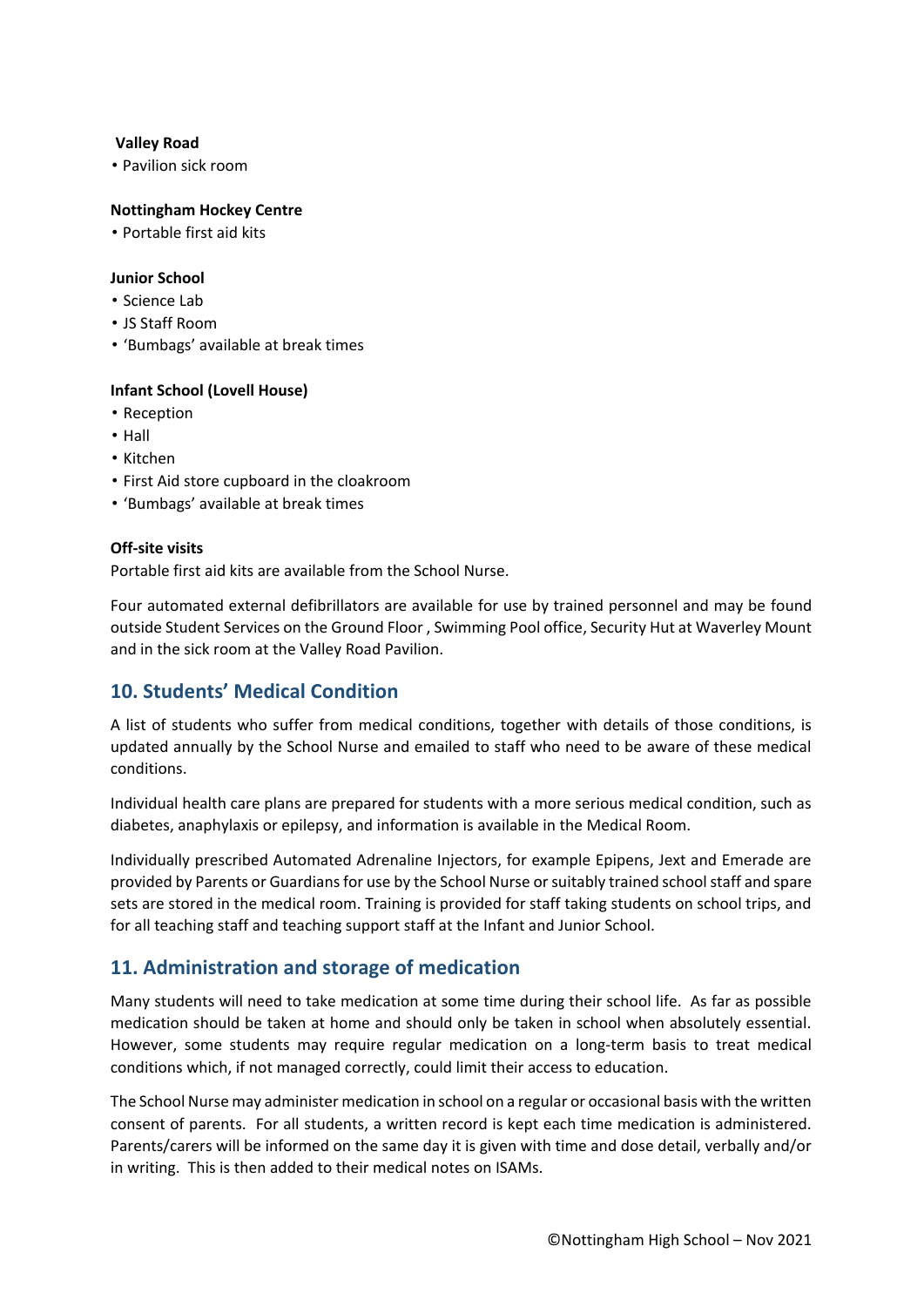**Valley Road**

- Pavilion sick room

**Nottingham Hockey Centre**

- Portable first aid kits

**Junior School**

- Science Lab
- JS Staff Room
- 'Bumbags' available at break times

**Infant School (Lovell House)**

- Reception
- Hall
- Kitchen
- First Aid store cupboard in the cloakroom
- 'Bumbags' available at break times

**Off-site visits**

Portable first aid kits are available from the School Nurse.

Four automated external defibrillators are available for use by trained personnel and may be found outside Student Services on the Ground Floor , Swimming Pool office, Security Hut at Waverley Mount and in the sick room at the Valley Road Pavilion.

## 10. Students' Medical Condition

A list of students who suffer from medical conditions, together with details of those conditions, is updated annually by the School Nurse and emailed to staff who need to be aware of these medical conditions.

Individual health care plans are prepared for students with a more serious medical condition, such as diabetes, anaphylaxis or epilepsy, and information is available in the Medical Room.

Individually prescribed Automated Adrenaline Injectors, for example Epipens, Jext and Emerade are provided by Parents or Guardians for use by the School Nurse or suitably trained school staff and spare sets are stored in the medical room. Training is provided for staff taking students on school trips, and for all teaching staff and teaching support staff at the Infant and Junior School.

## 11. Administration and storage of medication

Many students will need to take medication at some time during their school life. As far as possible medication should be taken at home and should only be taken in school when absolutely essential. However, some students may require regular medication on a long-term basis to treat medical conditions which, if not managed correctly, could limit their access to education.

The School Nurse may administer medication in school on a regular or occasional basis with the written consent of parents. For all students, a written record is kept each time medication is administered. Parents/carers will be informed on the same day it is given with time and dose detail, verbally and/or in writing. This is then added to their medical notes on ISAMs.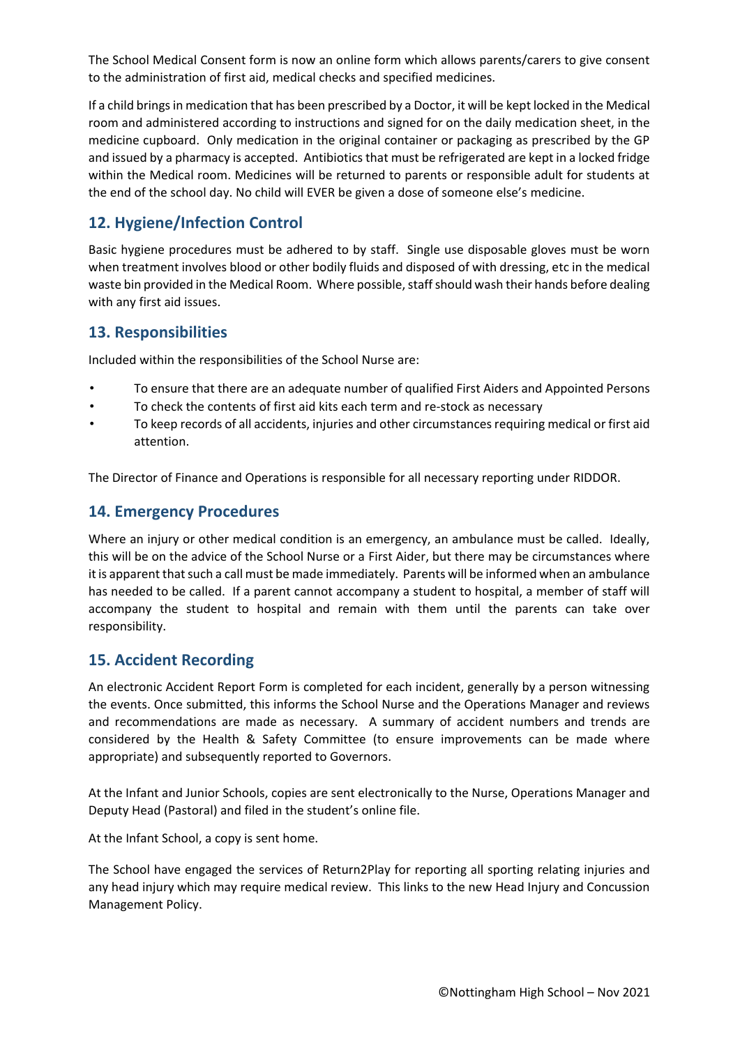The School Medical Consent form is now an online form which allows parents/carers to give consent to the administration of first aid, medical checks and specified medicines.

If a child brings in medication that has been prescribed by a Doctor, it will be kept locked in the Medical room and administered according to instructions and signed for on the daily medication sheet, in the medicine cupboard. Only medication in the original container or packaging as prescribed by the GP and issued by a pharmacy is accepted. Antibiotics that must be refrigerated are kept in a locked fridge within the Medical room. Medicines will be returned to parents or responsible adult for students at the end of the school day. No child will EVER be given a dose of someone else's medicine.

## 12. Hygiene/Infection Control

Basic hygiene procedures must be adhered to by staff. Single use disposable gloves must be worn when treatment involves blood or other bodily fluids and disposed of with dressing, etc in the medical waste bin provided in the Medical Room. Where possible, staff should wash their hands before dealing with any first aid issues.

## 13. Responsibilities

Included within the responsibilities of the School Nurse are:

- To ensure that there are an adequate number of qualified First Aiders and Appointed Persons
- To check the contents of first aid kits each term and re-stock as necessary
- To keep records of all accidents, injuries and other circumstances requiring medical or first aid attention.

The Director of Finance and Operations is responsible for all necessary reporting under RIDDOR.

## 14. Emergency Procedures

Where an injury or other medical condition is an emergency, an ambulance must be called. Ideally, this will be on the advice of the School Nurse or a First Aider, but there may be circumstances where it is apparent that such a call must be made immediately. Parents will be informed when an ambulance has needed to be called. If a parent cannot accompany a student to hospital, a member of staff will accompany the student to hospital and remain with them until the parents can take over responsibility.

## 15. Accident Recording

An electronic Accident Report Form is completed for each incident, generally by a person witnessing the events. Once submitted, this informs the School Nurse and the Operations Manager and reviews and recommendations are made as necessary. A summary of accident numbers and trends are considered by the Health & Safety Committee (to ensure improvements can be made where appropriate) and subsequently reported to Governors.

At the Infant and Junior Schools, copies are sent electronically to the Nurse, Operations Manager and Deputy Head (Pastoral) and filed in the student's online file.

At the Infant School, a copy is sent home.

The School have engaged the services of Return2Play for reporting all sporting relating injuries and any head injury which may require medical review. This links to the new Head Injury and Concussion Management Policy.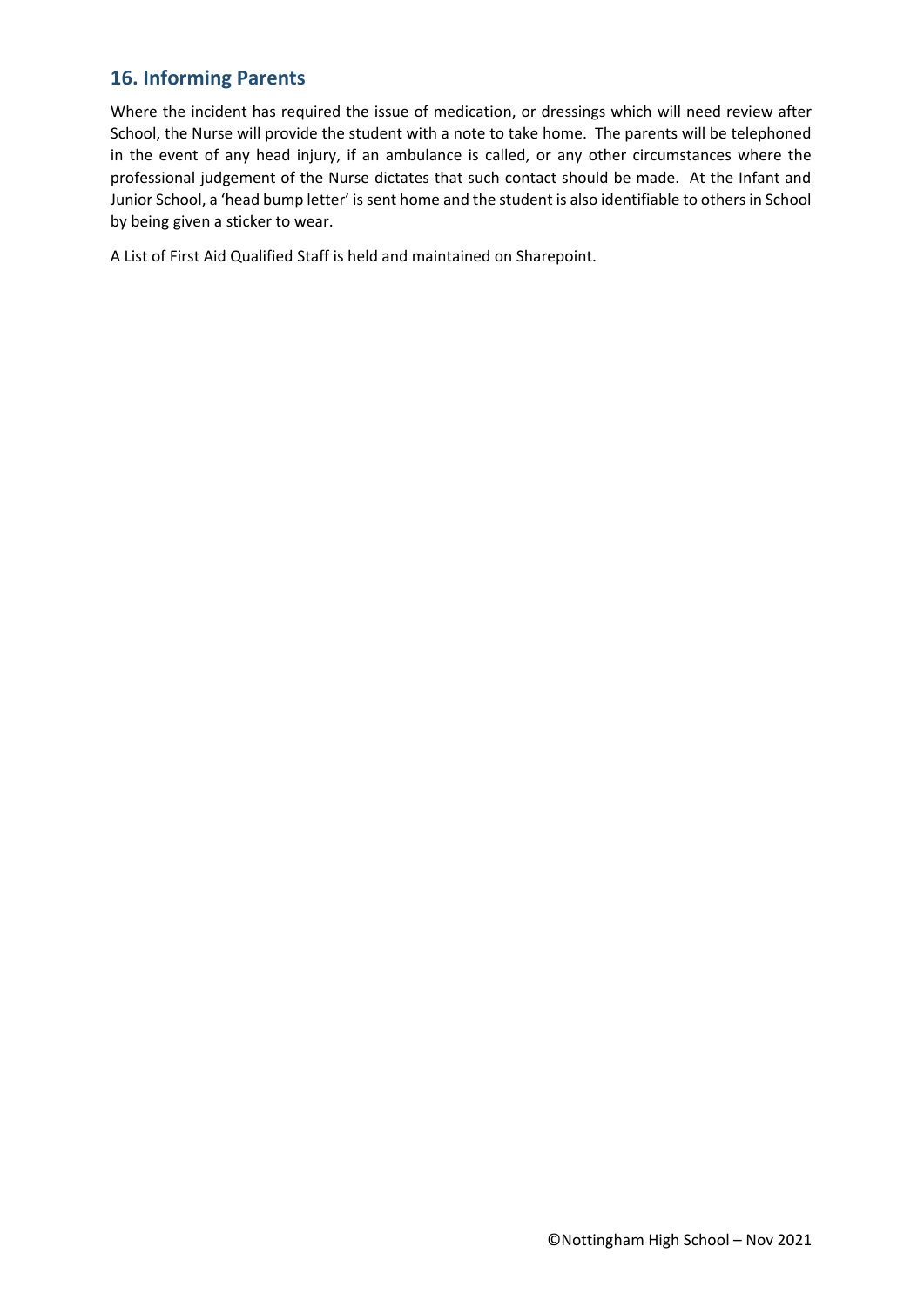## 16. Informing Parents

Where the incident has required the issue of medication, or dressings which will need review after School, the Nurse will provide the student with a note to take home. The parents will be telephoned in the event of any head injury, if an ambulance is called, or any other circumstances where the professional judgement of the Nurse dictates that such contact should be made. At the Infant and Junior School, a 'head bump letter' is sent home and the student is also identifiable to others in School by being given a sticker to wear.

A List of First Aid Qualified Staff is held and maintained on Sharepoint.